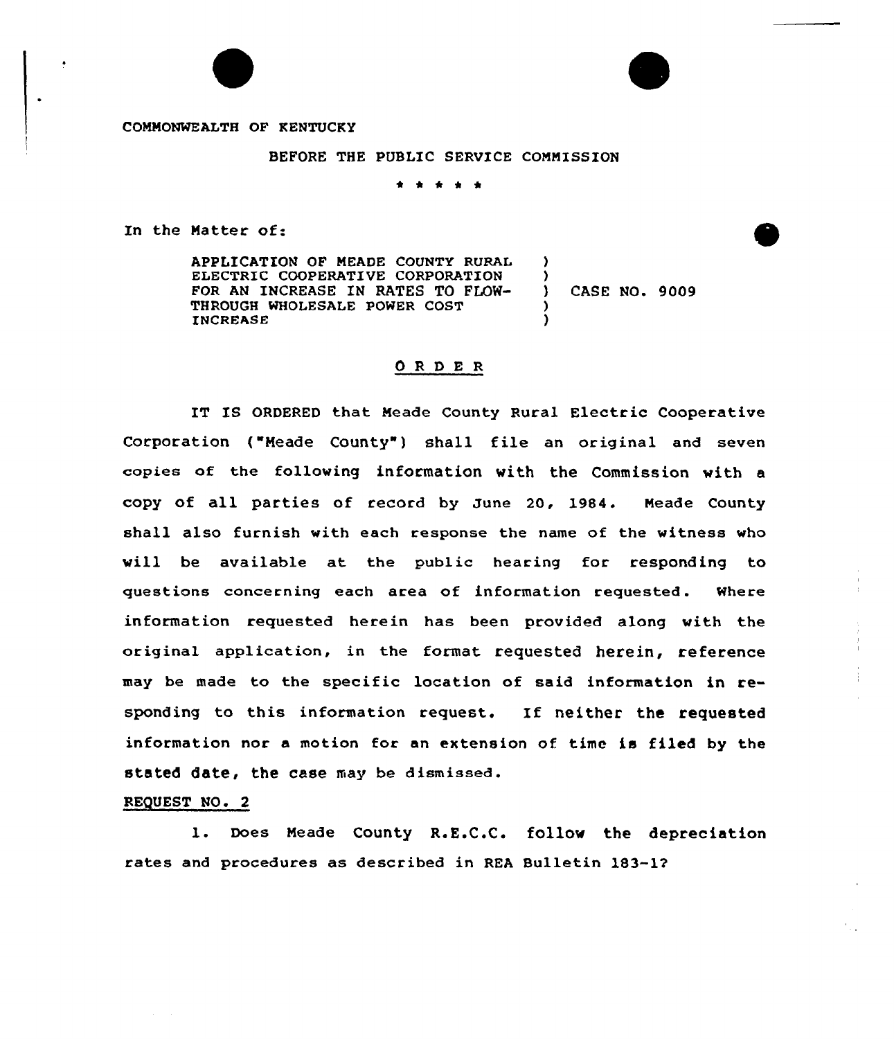COMMONWEALTH OF KENTUCKY

BEFORE THE PUBLIC SERVICE COMMISSION

\* \* \* \* \*

In the Matter of:

| | | |
|---|---|---|
| APPLICATION OF MEADE COUNTY RURAL ELECTRIC COOPERATIVE CORPORATION FOR AN INCREASE IN RATES TO FLOW-THROUGH WHOLESALE POWER COST INCREASE | ) | CASE NO. 9009 |

## O R D E R

IT IS ORDERED that Meade County Rural Electric Cooperative Corporation ("Meade County") shall file an original and seven copies of the following information with the Commission with a copy of all parties of record by June 20, 1984. Meade County shall also furnish with each response the name of the witness who will be available at the public hearing for responding to questions concerning each area of information requested. Where information requested herein has been provided along with the original application, in the format requested herein, reference may be made to the specific location of said information in responding to this information request. If neither the requested information nor a motion for an extension of time is filed by the stated date, the case may be dismissed.

REQUEST NO. 2

1. Does Meade County R.E.C.C. follow the depreciation rates and procedures as described in REA Bulletin 183-1?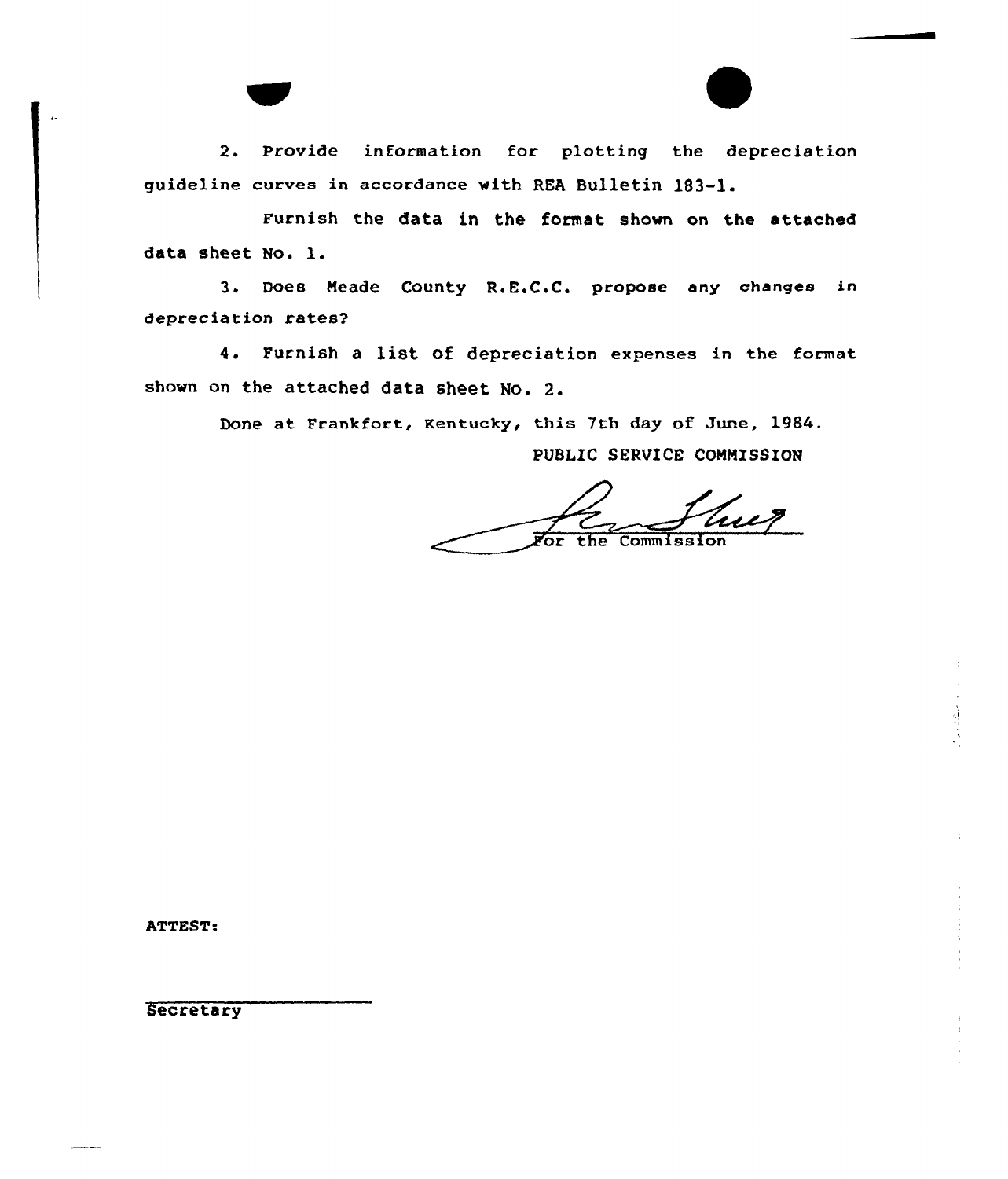2. Provide information for plotting the depreciation guideline curves in accordance with REA Bulletin 183-1.

Furnish the data in the format shown on the attached data sheet No. 1.

3. Does Meade County R.E.C.C. propose any changes in depreciation rates?

4. Furnish a list of depreciation expenses in the format shown on the attached data sheet No. 2.

Done at Frankfort, Kentucky, this 7th day of June, 1984.

PUBLIC SERVICE COMMISSION

For the Commission

ATTEST:

Secretary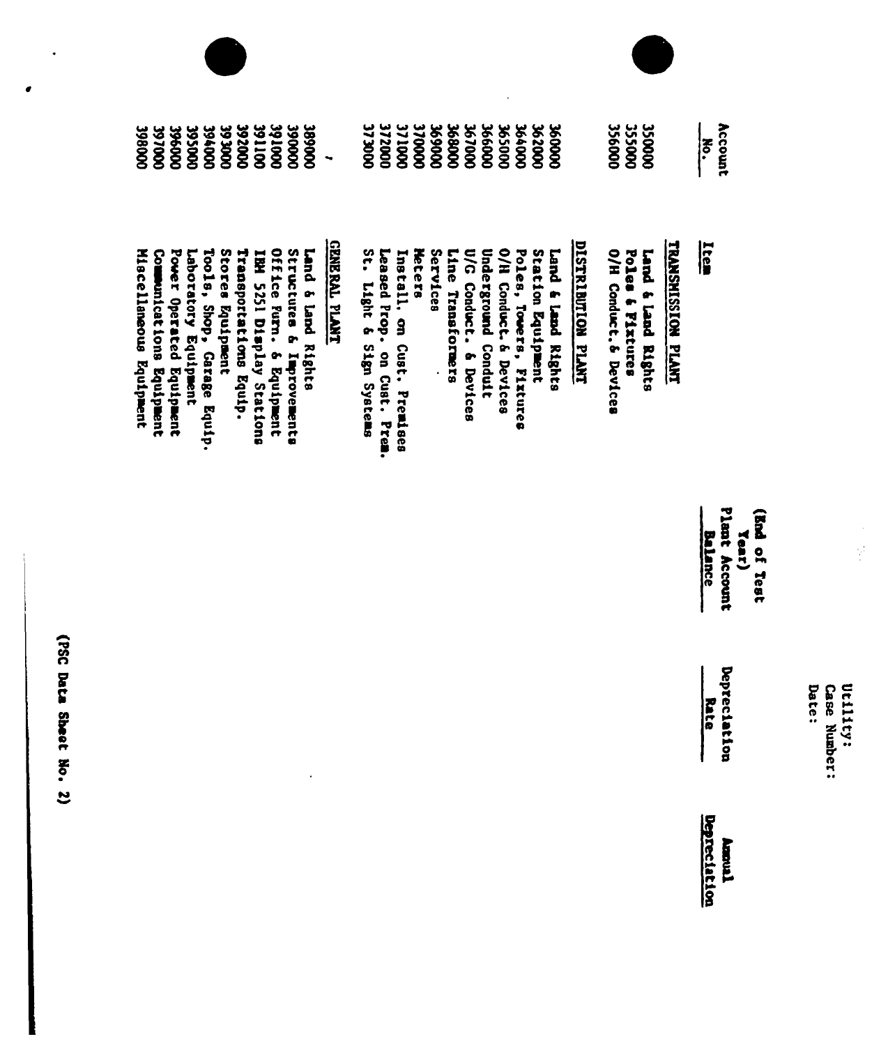Utility:
Case Number:
Date:

| Account No. | Item | (End of Test Year) Plant Account Balance | Depreciation Rate | Annual Depreciation |
|---|---|---|---|---|
| | **TRANSMISSION PLANT** | | | |
| 350000 | Land & Land Rights | | | |
| 355000 | Poles & Fixtures | | | |
| 356000 | O/H Conduct.& Devices | | | |
| | **DISTRIBUTION PLANT** | | | |
| 360000 | Land & Land Rights | | | |
| 362000 | Station Equipment | | | |
| 364000 | Poles, Towers, Fixtures | | | |
| 365000 | O/H Conduct.& Devices | | | |
| 366000 | Underground Conduit | | | |
| 367000 | U/G Conduct. & Devices | | | |
| 368000 | Line Transformers | | | |
| 369000 | Services | | | |
| 370000 | Meters | | | |
| 371000 | Install. on Cust. Premises | | | |
| 372000 | Leased Prop. on Cust. Prem. | | | |
| 373000 | St. Light & Sign Systems | | | |
| | **GENERAL PLANT** | | | |
| 389000 | Land & Land Rights | | | |
| 390000 | Structures & Improvements | | | |
| 391000 | Office Furn. & Equipment | | | |
| 391100 | IBM 5251 Display Stations | | | |
| 392000 | Transportations Equip. | | | |
| 393000 | Stores Equipment | | | |
| 394000 | Tools, Shop, Garage Equip. | | | |
| 395000 | Laboratory Equipment | | | |
| 396000 | Power Operated Equipment | | | |
| 397000 | Communications Equipment | | | |
| 398000 | Miscellaneous Equipment | | | |

(PSC Data Sheet No. 2)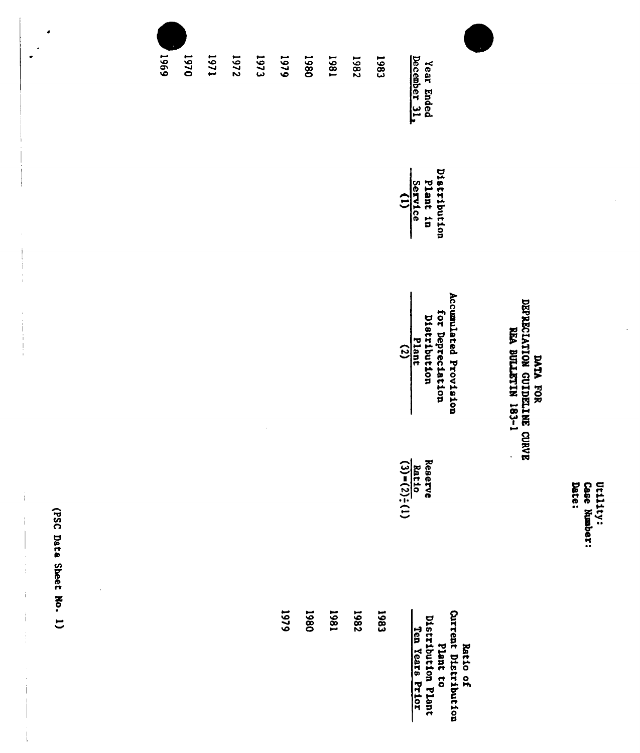Utility:
Case Number:
Date:

# DATA FOR
# DEPRECIATION GUIDELINE CURVE
# REA BULLETIN 183-1

| Year Ended December 31, | Distribution Plant in Service (1) | Accumulated Provision for Depreciation Distribution Plant (2) | Reserve Ratio (3)=(2)÷(1) | Ratio of Current Distribution Plant to Distribution Plant Ten Years Prior |
|---|---|---|---|---|
| 1983 | | | | 1983 |
| 1982 | | | | 1982 |
| 1981 | | | | 1981 |
| 1980 | | | | 1980 |
| 1979 | | | | 1979 |
| 1973 | | | | |
| 1972 | | | | |
| 1971 | | | | |
| 1970 | | | | |
| 1969 | | | | |

(PSC Data Sheet No. 1)